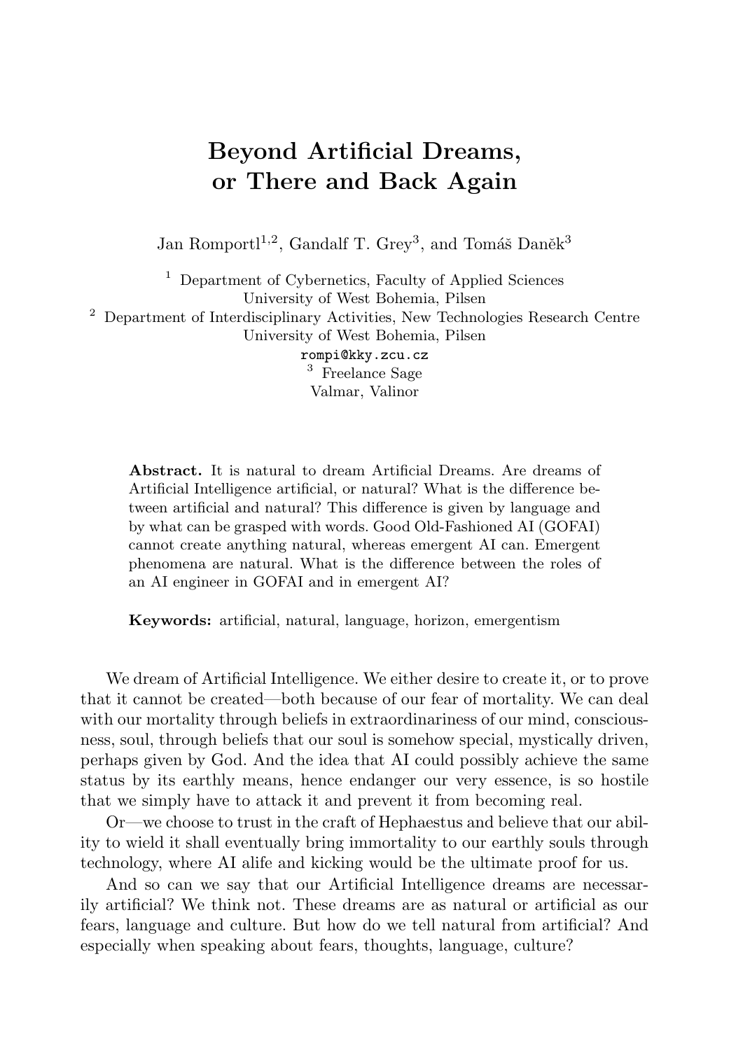# Beyond Artificial Dreams, or There and Back Again

Jan Romportl[1,2], Gandalf T. Grey[3], and Tomáš Daněk[3]

[1] Department of Cybernetics, Faculty of Applied Sciences
University of West Bohemia, Pilsen

[2] Department of Interdisciplinary Activities, New Technologies Research Centre
University of West Bohemia, Pilsen

rompi@kky.zcu.cz

[3] Freelance Sage
Valmar, Valinor

**Abstract.** It is natural to dream Artificial Dreams. Are dreams of Artificial Intelligence artificial, or natural? What is the difference between artificial and natural? This difference is given by language and by what can be grasped with words. Good Old-Fashioned AI (GOFAI) cannot create anything natural, whereas emergent AI can. Emergent phenomena are natural. What is the difference between the roles of an AI engineer in GOFAI and in emergent AI?

**Keywords:** artificial, natural, language, horizon, emergentism

We dream of Artificial Intelligence. We either desire to create it, or to prove that it cannot be created—both because of our fear of mortality. We can deal with our mortality through beliefs in extraordinariness of our mind, consciousness, soul, through beliefs that our soul is somehow special, mystically driven, perhaps given by God. And the idea that AI could possibly achieve the same status by its earthly means, hence endanger our very essence, is so hostile that we simply have to attack it and prevent it from becoming real.

Or—we choose to trust in the craft of Hephaestus and believe that our ability to wield it shall eventually bring immortality to our earthly souls through technology, where AI alife and kicking would be the ultimate proof for us.

And so can we say that our Artificial Intelligence dreams are necessarily artificial? We think not. These dreams are as natural or artificial as our fears, language and culture. But how do we tell natural from artificial? And especially when speaking about fears, thoughts, language, culture?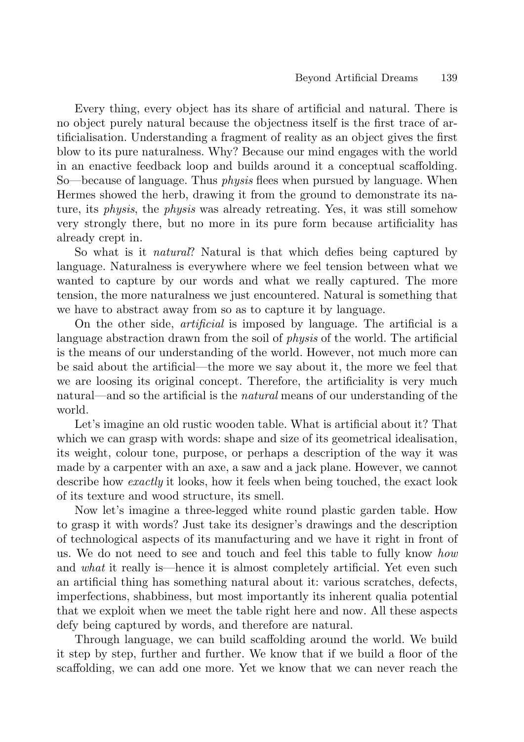Every thing, every object has its share of artificial and natural. There is no object purely natural because the objectness itself is the first trace of artificialisation. Understanding a fragment of reality as an object gives the first blow to its pure naturalness. Why? Because our mind engages with the world in an enactive feedback loop and builds around it a conceptual scaffolding. So—because of language. Thus *physis* flees when pursued by language. When Hermes showed the herb, drawing it from the ground to demonstrate its nature, its *physis*, the *physis* was already retreating. Yes, it was still somehow very strongly there, but no more in its pure form because artificiality has already crept in.

So what is it *natural*? Natural is that which defies being captured by language. Naturalness is everywhere where we feel tension between what we wanted to capture by our words and what we really captured. The more tension, the more naturalness we just encountered. Natural is something that we have to abstract away from so as to capture it by language.

On the other side, *artificial* is imposed by language. The artificial is a language abstraction drawn from the soil of *physis* of the world. The artificial is the means of our understanding of the world. However, not much more can be said about the artificial—the more we say about it, the more we feel that we are loosing its original concept. Therefore, the artificiality is very much natural—and so the artificial is the *natural* means of our understanding of the world.

Let's imagine an old rustic wooden table. What is artificial about it? That which we can grasp with words: shape and size of its geometrical idealisation, its weight, colour tone, purpose, or perhaps a description of the way it was made by a carpenter with an axe, a saw and a jack plane. However, we cannot describe how *exactly* it looks, how it feels when being touched, the exact look of its texture and wood structure, its smell.

Now let's imagine a three-legged white round plastic garden table. How to grasp it with words? Just take its designer's drawings and the description of technological aspects of its manufacturing and we have it right in front of us. We do not need to see and touch and feel this table to fully know *how* and *what* it really is—hence it is almost completely artificial. Yet even such an artificial thing has something natural about it: various scratches, defects, imperfections, shabbiness, but most importantly its inherent qualia potential that we exploit when we meet the table right here and now. All these aspects defy being captured by words, and therefore are natural.

Through language, we can build scaffolding around the world. We build it step by step, further and further. We know that if we build a floor of the scaffolding, we can add one more. Yet we know that we can never reach the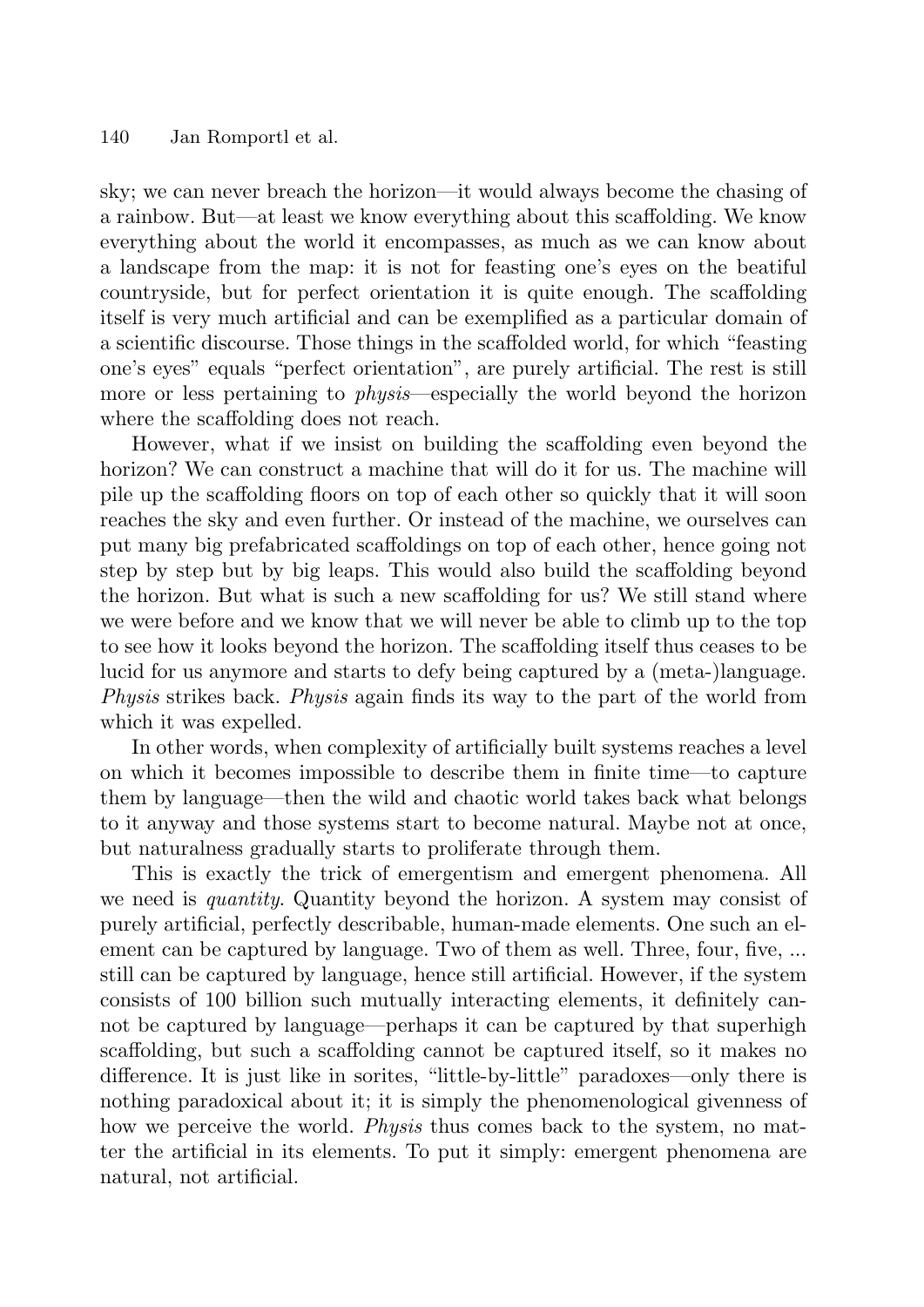sky; we can never breach the horizon—it would always become the chasing of a rainbow. But—at least we know everything about this scaffolding. We know everything about the world it encompasses, as much as we can know about a landscape from the map: it is not for feasting one's eyes on the beatiful countryside, but for perfect orientation it is quite enough. The scaffolding itself is very much artificial and can be exemplified as a particular domain of a scientific discourse. Those things in the scaffolded world, for which "feasting one's eyes" equals "perfect orientation", are purely artificial. The rest is still more or less pertaining to *physis*—especially the world beyond the horizon where the scaffolding does not reach.

However, what if we insist on building the scaffolding even beyond the horizon? We can construct a machine that will do it for us. The machine will pile up the scaffolding floors on top of each other so quickly that it will soon reaches the sky and even further. Or instead of the machine, we ourselves can put many big prefabricated scaffoldings on top of each other, hence going not step by step but by big leaps. This would also build the scaffolding beyond the horizon. But what is such a new scaffolding for us? We still stand where we were before and we know that we will never be able to climb up to the top to see how it looks beyond the horizon. The scaffolding itself thus ceases to be lucid for us anymore and starts to defy being captured by a (meta-)language. *Physis* strikes back. *Physis* again finds its way to the part of the world from which it was expelled.

In other words, when complexity of artificially built systems reaches a level on which it becomes impossible to describe them in finite time—to capture them by language—then the wild and chaotic world takes back what belongs to it anyway and those systems start to become natural. Maybe not at once, but naturalness gradually starts to proliferate through them.

This is exactly the trick of emergentism and emergent phenomena. All we need is *quantity*. Quantity beyond the horizon. A system may consist of purely artificial, perfectly describable, human-made elements. One such an element can be captured by language. Two of them as well. Three, four, five, ... still can be captured by language, hence still artificial. However, if the system consists of 100 billion such mutually interacting elements, it definitely cannot be captured by language—perhaps it can be captured by that superhigh scaffolding, but such a scaffolding cannot be captured itself, so it makes no difference. It is just like in sorites, "little-by-little" paradoxes—only there is nothing paradoxical about it; it is simply the phenomenological givenness of how we perceive the world. *Physis* thus comes back to the system, no matter the artificial in its elements. To put it simply: emergent phenomena are natural, not artificial.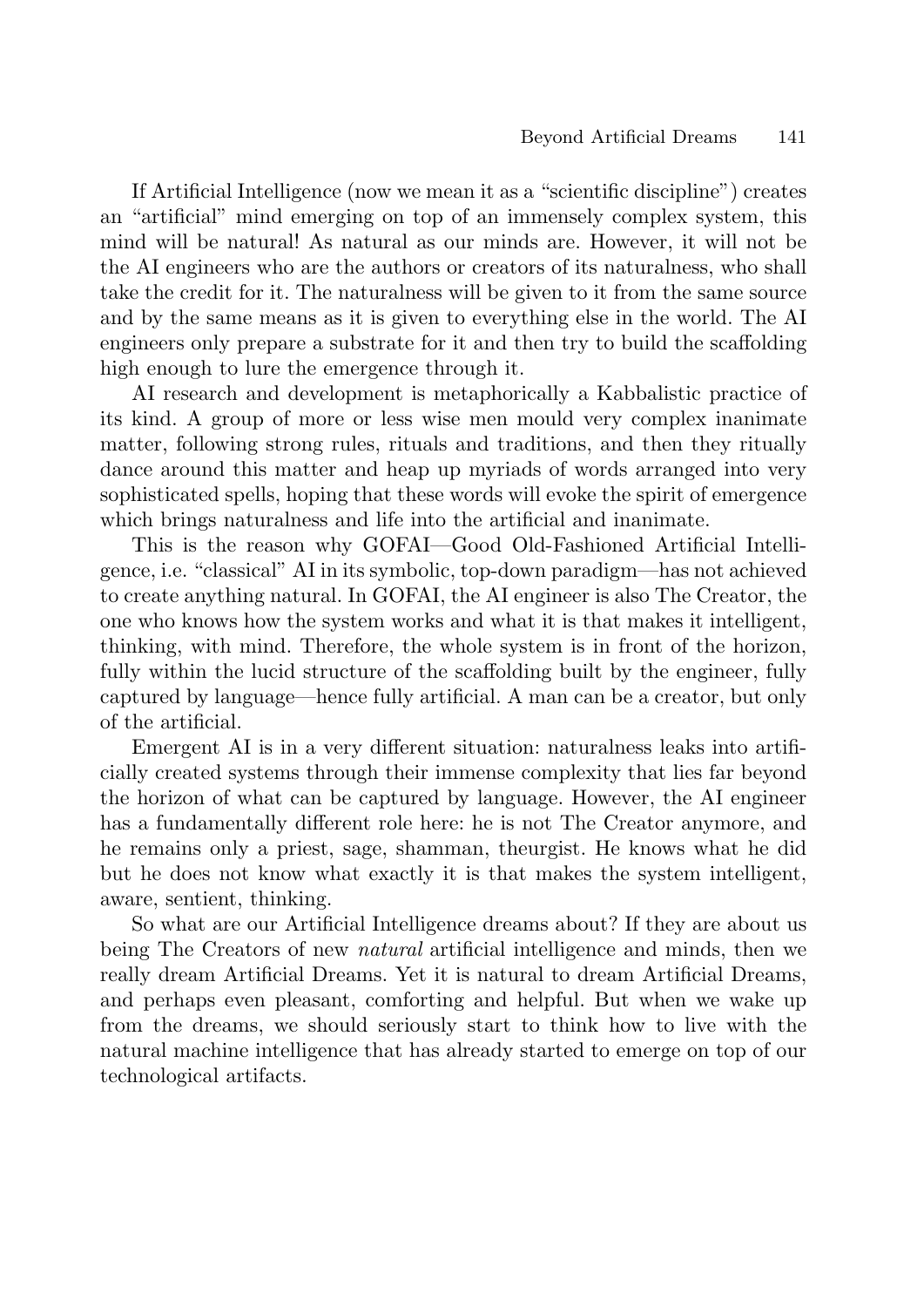If Artificial Intelligence (now we mean it as a "scientific discipline") creates an "artificial" mind emerging on top of an immensely complex system, this mind will be natural! As natural as our minds are. However, it will not be the AI engineers who are the authors or creators of its naturalness, who shall take the credit for it. The naturalness will be given to it from the same source and by the same means as it is given to everything else in the world. The AI engineers only prepare a substrate for it and then try to build the scaffolding high enough to lure the emergence through it.

AI research and development is metaphorically a Kabbalistic practice of its kind. A group of more or less wise men mould very complex inanimate matter, following strong rules, rituals and traditions, and then they ritually dance around this matter and heap up myriads of words arranged into very sophisticated spells, hoping that these words will evoke the spirit of emergence which brings naturalness and life into the artificial and inanimate.

This is the reason why GOFAI—Good Old-Fashioned Artificial Intelligence, i.e. "classical" AI in its symbolic, top-down paradigm—has not achieved to create anything natural. In GOFAI, the AI engineer is also The Creator, the one who knows how the system works and what it is that makes it intelligent, thinking, with mind. Therefore, the whole system is in front of the horizon, fully within the lucid structure of the scaffolding built by the engineer, fully captured by language—hence fully artificial. A man can be a creator, but only of the artificial.

Emergent AI is in a very different situation: naturalness leaks into artificially created systems through their immense complexity that lies far beyond the horizon of what can be captured by language. However, the AI engineer has a fundamentally different role here: he is not The Creator anymore, and he remains only a priest, sage, shamman, theurgist. He knows what he did but he does not know what exactly it is that makes the system intelligent, aware, sentient, thinking.

So what are our Artificial Intelligence dreams about? If they are about us being The Creators of new *natural* artificial intelligence and minds, then we really dream Artificial Dreams. Yet it is natural to dream Artificial Dreams, and perhaps even pleasant, comforting and helpful. But when we wake up from the dreams, we should seriously start to think how to live with the natural machine intelligence that has already started to emerge on top of our technological artifacts.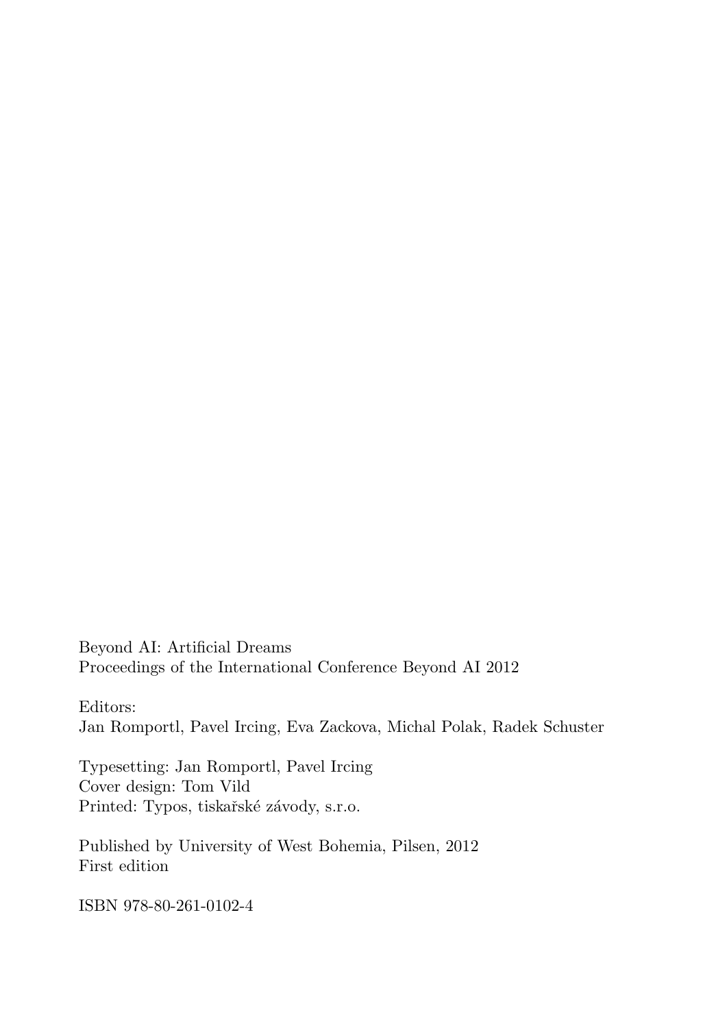Beyond AI: Artificial Dreams
Proceedings of the International Conference Beyond AI 2012

Editors:
Jan Romportl, Pavel Ircing, Eva Zackova, Michal Polak, Radek Schuster

Typesetting: Jan Romportl, Pavel Ircing
Cover design: Tom Vild
Printed: Typos, tiskařské závody, s.r.o.

Published by University of West Bohemia, Pilsen, 2012
First edition

ISBN 978-80-261-0102-4